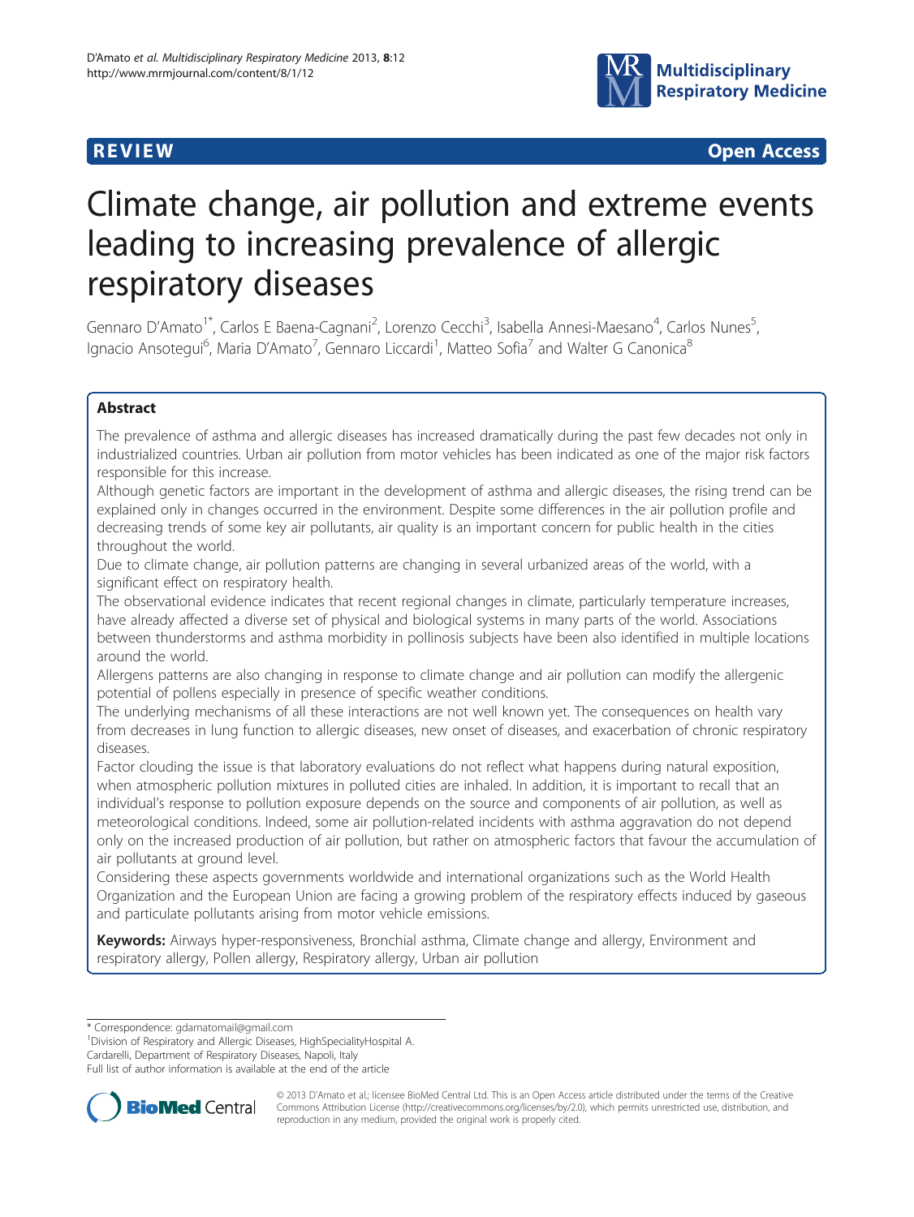REVIEW Open Access

# Climate change, air pollution and extreme events leading to increasing prevalence of allergic respiratory diseases

Gennaro D'Amato[1*], Carlos E Baena-Cagnani[2], Lorenzo Cecchi[3], Isabella Annesi-Maesano[4], Carlos Nunes[5], Ignacio Ansotegui[6], Maria D'Amato[7], Gennaro Liccardi[1], Matteo Sofia[7] and Walter G Canonica[8]

## Abstract

The prevalence of asthma and allergic diseases has increased dramatically during the past few decades not only in industrialized countries. Urban air pollution from motor vehicles has been indicated as one of the major risk factors responsible for this increase.

Although genetic factors are important in the development of asthma and allergic diseases, the rising trend can be explained only in changes occurred in the environment. Despite some differences in the air pollution profile and decreasing trends of some key air pollutants, air quality is an important concern for public health in the cities throughout the world.

Due to climate change, air pollution patterns are changing in several urbanized areas of the world, with a significant effect on respiratory health.

The observational evidence indicates that recent regional changes in climate, particularly temperature increases, have already affected a diverse set of physical and biological systems in many parts of the world. Associations between thunderstorms and asthma morbidity in pollinosis subjects have been also identified in multiple locations around the world.

Allergens patterns are also changing in response to climate change and air pollution can modify the allergenic potential of pollens especially in presence of specific weather conditions.

The underlying mechanisms of all these interactions are not well known yet. The consequences on health vary from decreases in lung function to allergic diseases, new onset of diseases, and exacerbation of chronic respiratory diseases.

Factor clouding the issue is that laboratory evaluations do not reflect what happens during natural exposition, when atmospheric pollution mixtures in polluted cities are inhaled. In addition, it is important to recall that an individual's response to pollution exposure depends on the source and components of air pollution, as well as meteorological conditions. Indeed, some air pollution-related incidents with asthma aggravation do not depend only on the increased production of air pollution, but rather on atmospheric factors that favour the accumulation of air pollutants at ground level.

Considering these aspects governments worldwide and international organizations such as the World Health Organization and the European Union are facing a growing problem of the respiratory effects induced by gaseous and particulate pollutants arising from motor vehicle emissions.

**Keywords:** Airways hyper-responsiveness, Bronchial asthma, Climate change and allergy, Environment and respiratory allergy, Pollen allergy, Respiratory allergy, Urban air pollution

\* Correspondence: gdamatomail@gmail.com
[1]Division of Respiratory and Allergic Diseases, HighSpecialityHospital A. Cardarelli, Department of Respiratory Diseases, Napoli, Italy
Full list of author information is available at the end of the article

© 2013 D'Amato et al.; licensee BioMed Central Ltd. This is an Open Access article distributed under the terms of the Creative Commons Attribution License (http://creativecommons.org/licenses/by/2.0), which permits unrestricted use, distribution, and reproduction in any medium, provided the original work is properly cited.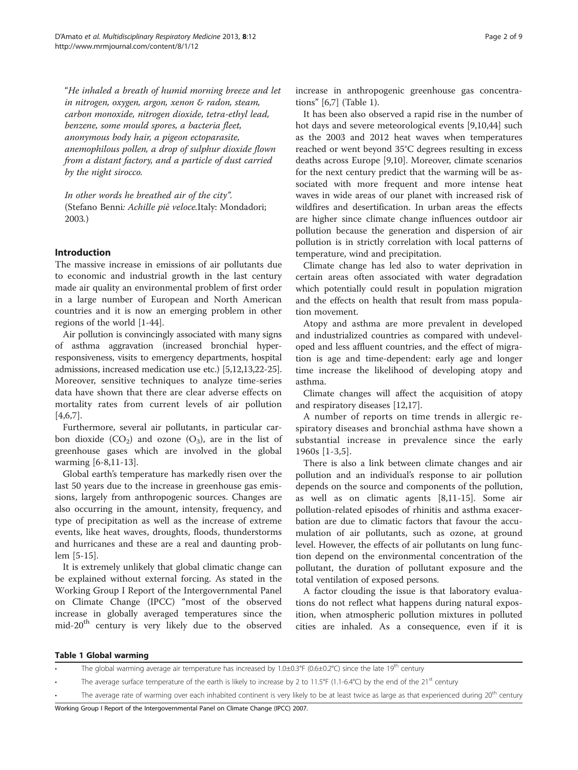*"He inhaled a breath of humid morning breeze and let in nitrogen, oxygen, argon, xenon & radon, steam, carbon monoxide, nitrogen dioxide, tetra-ethyl lead, benzene, some mould spores, a bacteria fleet, anonymous body hair, a pigeon ectoparasite, anemophilous pollen, a drop of sulphur dioxide flown from a distant factory, and a particle of dust carried by the night sirocco.*

*In other words he breathed air of the city".*
(Stefano Benni*: Achille piè veloce.*Italy: Mondadori; 2003*.*)

## Introduction

The massive increase in emissions of air pollutants due to economic and industrial growth in the last century made air quality an environmental problem of first order in a large number of European and North American countries and it is now an emerging problem in other regions of the world [1-44].

Air pollution is convincingly associated with many signs of asthma aggravation (increased bronchial hyper-responsiveness, visits to emergency departments, hospital admissions, increased medication use etc.) [5,12,13,22-25]. Moreover, sensitive techniques to analyze time-series data have shown that there are clear adverse effects on mortality rates from current levels of air pollution [4,6,7].

Furthermore, several air pollutants, in particular carbon dioxide ($CO_2$) and ozone ($O_3$), are in the list of greenhouse gases which are involved in the global warming [6-8,11-13].

Global earth's temperature has markedly risen over the last 50 years due to the increase in greenhouse gas emissions, largely from anthropogenic sources. Changes are also occurring in the amount, intensity, frequency, and type of precipitation as well as the increase of extreme events, like heat waves, droughts, floods, thunderstorms and hurricanes and these are a real and daunting problem [5-15].

It is extremely unlikely that global climatic change can be explained without external forcing. As stated in the Working Group I Report of the Intergovernmental Panel on Climate Change (IPCC) "most of the observed increase in globally averaged temperatures since the mid-20th century is very likely due to the observed increase in anthropogenic greenhouse gas concentrations" [6,7] (Table 1).

It has been also observed a rapid rise in the number of hot days and severe meteorological events [9,10,44] such as the 2003 and 2012 heat waves when temperatures reached or went beyond 35°C degrees resulting in excess deaths across Europe [9,10]. Moreover, climate scenarios for the next century predict that the warming will be associated with more frequent and more intense heat waves in wide areas of our planet with increased risk of wildfires and desertification. In urban areas the effects are higher since climate change influences outdoor air pollution because the generation and dispersion of air pollution is in strictly correlation with local patterns of temperature, wind and precipitation.

Climate change has led also to water deprivation in certain areas often associated with water degradation which potentially could result in population migration and the effects on health that result from mass population movement.

Atopy and asthma are more prevalent in developed and industrialized countries as compared with undeveloped and less affluent countries, and the effect of migration is age and time-dependent: early age and longer time increase the likelihood of developing atopy and asthma.

Climate changes will affect the acquisition of atopy and respiratory diseases [12,17].

A number of reports on time trends in allergic respiratory diseases and bronchial asthma have shown a substantial increase in prevalence since the early 1960s [1-3,5].

There is also a link between climate changes and air pollution and an individual's response to air pollution depends on the source and components of the pollution, as well as on climatic agents [8,11-15]. Some air pollution-related episodes of rhinitis and asthma exacerbation are due to climatic factors that favour the accumulation of air pollutants, such as ozone, at ground level. However, the effects of air pollutants on lung function depend on the environmental concentration of the pollutant, the duration of pollutant exposure and the total ventilation of exposed persons.

A factor clouding the issue is that laboratory evaluations do not reflect what happens during natural exposition, when atmospheric pollution mixtures in polluted cities are inhaled. As a consequence, even if it is

**Table 1 Global warming**

| |
|---|
| • The global warming average air temperature has increased by 1.0±0.3°F (0.6±0.2°C) since the late 19th century |
| • The average surface temperature of the earth is likely to increase by 2 to 11.5°F (1.1-6.4°C) by the end of the 21st century |
| • The average rate of warming over each inhabited continent is very likely to be at least twice as large as that experienced during 20th century |

Working Group I Report of the Intergovernmental Panel on Climate Change (IPCC) 2007.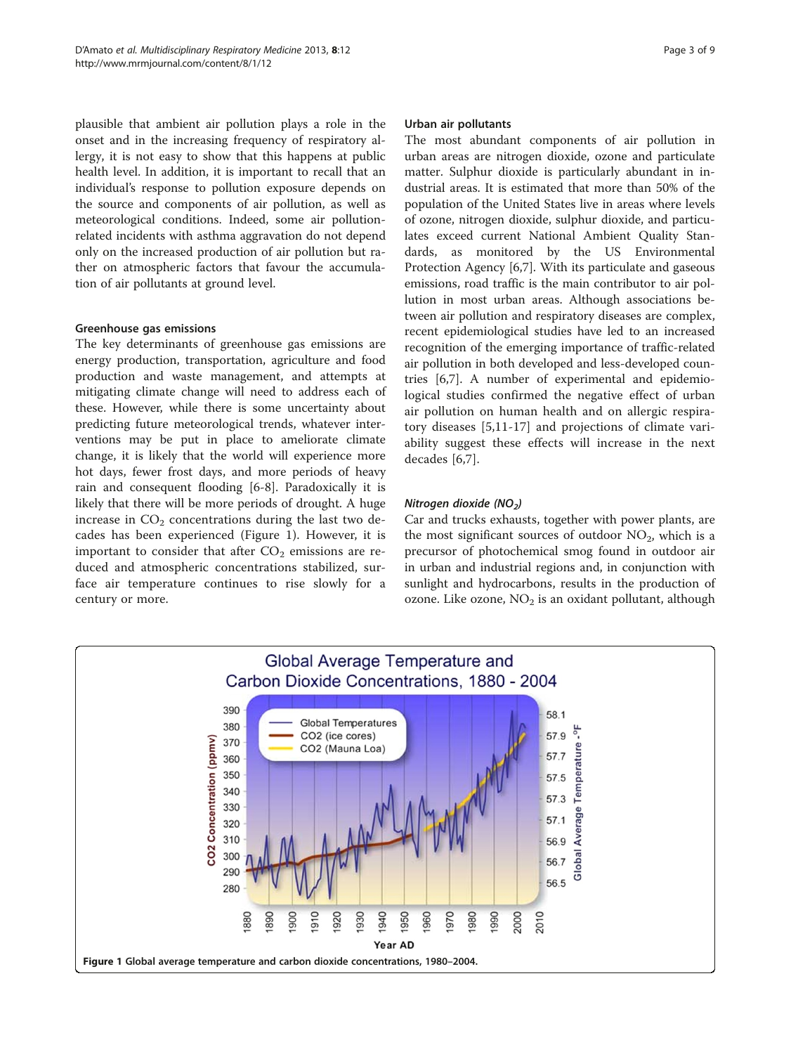plausible that ambient air pollution plays a role in the onset and in the increasing frequency of respiratory allergy, it is not easy to show that this happens at public health level. In addition, it is important to recall that an individual's response to pollution exposure depends on the source and components of air pollution, as well as meteorological conditions. Indeed, some air pollution-related incidents with asthma aggravation do not depend only on the increased production of air pollution but rather on atmospheric factors that favour the accumulation of air pollutants at ground level.

#### Greenhouse gas emissions

The key determinants of greenhouse gas emissions are energy production, transportation, agriculture and food production and waste management, and attempts at mitigating climate change will need to address each of these. However, while there is some uncertainty about predicting future meteorological trends, whatever interventions may be put in place to ameliorate climate change, it is likely that the world will experience more hot days, fewer frost days, and more periods of heavy rain and consequent flooding [6-8]. Paradoxically it is likely that there will be more periods of drought. A huge increase in $CO_2$ concentrations during the last two decades has been experienced (Figure 1). However, it is important to consider that after $CO_2$ emissions are reduced and atmospheric concentrations stabilized, surface air temperature continues to rise slowly for a century or more.

#### Urban air pollutants

The most abundant components of air pollution in urban areas are nitrogen dioxide, ozone and particulate matter. Sulphur dioxide is particularly abundant in industrial areas. It is estimated that more than 50% of the population of the United States live in areas where levels of ozone, nitrogen dioxide, sulphur dioxide, and particulates exceed current National Ambient Quality Standards, as monitored by the US Environmental Protection Agency [6,7]. With its particulate and gaseous emissions, road traffic is the main contributor to air pollution in most urban areas. Although associations between air pollution and respiratory diseases are complex, recent epidemiological studies have led to an increased recognition of the emerging importance of traffic-related air pollution in both developed and less-developed countries [6,7]. A number of experimental and epidemiological studies confirmed the negative effect of urban air pollution on human health and on allergic respiratory diseases [5,11-17] and projections of climate variability suggest these effects will increase in the next decades [6,7].

##### *Nitrogen dioxide ($NO_2$)*

Car and trucks exhausts, together with power plants, are the most significant sources of outdoor $NO_2$, which is a precursor of photochemical smog found in outdoor air in urban and industrial regions and, in conjunction with sunlight and hydrocarbons, results in the production of ozone. Like ozone, $NO_2$ is an oxidant pollutant, although

**Figure 1** Global average temperature and carbon dioxide concentrations, 1980–2004.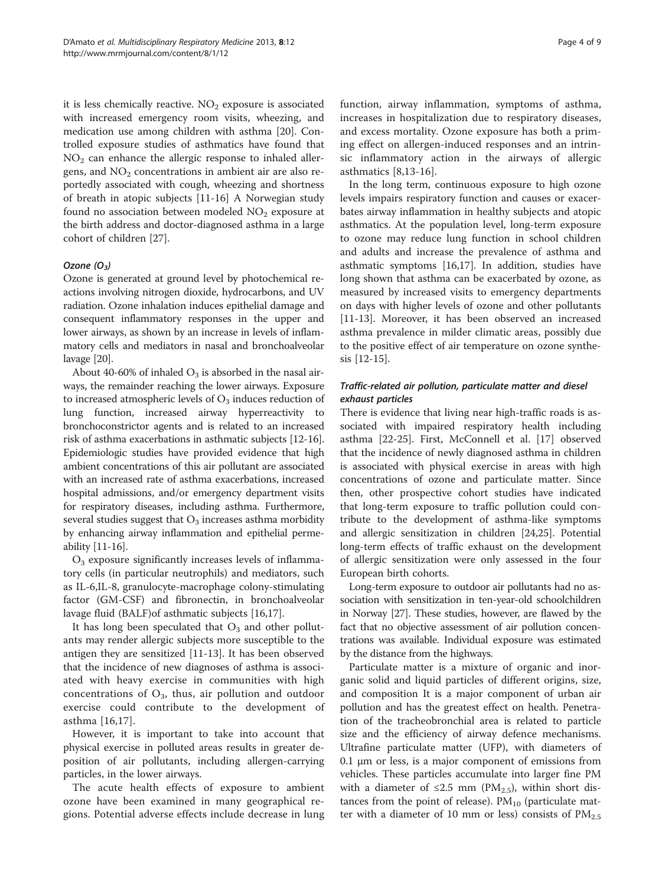it is less chemically reactive. $NO_2$ exposure is associated with increased emergency room visits, wheezing, and medication use among children with asthma [20]. Controlled exposure studies of asthmatics have found that $NO_2$ can enhance the allergic response to inhaled allergens, and $NO_2$ concentrations in ambient air are also reportedly associated with cough, wheezing and shortness of breath in atopic subjects [11-16] A Norwegian study found no association between modeled $NO_2$ exposure at the birth address and doctor-diagnosed asthma in a large cohort of children [27].

### *Ozone ($O_3$)*

Ozone is generated at ground level by photochemical reactions involving nitrogen dioxide, hydrocarbons, and UV radiation. Ozone inhalation induces epithelial damage and consequent inflammatory responses in the upper and lower airways, as shown by an increase in levels of inflammatory cells and mediators in nasal and bronchoalveolar lavage [20].

About 40-60% of inhaled $O_3$ is absorbed in the nasal airways, the remainder reaching the lower airways. Exposure to increased atmospheric levels of $O_3$ induces reduction of lung function, increased airway hyperreactivity to bronchoconstrictor agents and is related to an increased risk of asthma exacerbations in asthmatic subjects [12-16]. Epidemiologic studies have provided evidence that high ambient concentrations of this air pollutant are associated with an increased rate of asthma exacerbations, increased hospital admissions, and/or emergency department visits for respiratory diseases, including asthma. Furthermore, several studies suggest that $O_3$ increases asthma morbidity by enhancing airway inflammation and epithelial permeability [11-16].

$O_3$ exposure significantly increases levels of inflammatory cells (in particular neutrophils) and mediators, such as IL-6,IL-8, granulocyte-macrophage colony-stimulating factor (GM-CSF) and fibronectin, in bronchoalveolar lavage fluid (BALF)of asthmatic subjects [16,17].

It has long been speculated that $O_3$ and other pollutants may render allergic subjects more susceptible to the antigen they are sensitized [11-13]. It has been observed that the incidence of new diagnoses of asthma is associated with heavy exercise in communities with high concentrations of $O_3$, thus, air pollution and outdoor exercise could contribute to the development of asthma [16,17].

However, it is important to take into account that physical exercise in polluted areas results in greater deposition of air pollutants, including allergen-carrying particles, in the lower airways.

The acute health effects of exposure to ambient ozone have been examined in many geographical regions. Potential adverse effects include decrease in lung function, airway inflammation, symptoms of asthma, increases in hospitalization due to respiratory diseases, and excess mortality. Ozone exposure has both a priming effect on allergen-induced responses and an intrinsic inflammatory action in the airways of allergic asthmatics [8,13-16].

In the long term, continuous exposure to high ozone levels impairs respiratory function and causes or exacerbates airway inflammation in healthy subjects and atopic asthmatics. At the population level, long-term exposure to ozone may reduce lung function in school children and adults and increase the prevalence of asthma and asthmatic symptoms [16,17]. In addition, studies have long shown that asthma can be exacerbated by ozone, as measured by increased visits to emergency departments on days with higher levels of ozone and other pollutants [11-13]. Moreover, it has been observed an increased asthma prevalence in milder climatic areas, possibly due to the positive effect of air temperature on ozone synthesis [12-15].

### *Traffic-related air pollution, particulate matter and diesel exhaust particles*

There is evidence that living near high-traffic roads is associated with impaired respiratory health including asthma [22-25]. First, McConnell et al. [17] observed that the incidence of newly diagnosed asthma in children is associated with physical exercise in areas with high concentrations of ozone and particulate matter. Since then, other prospective cohort studies have indicated that long-term exposure to traffic pollution could contribute to the development of asthma-like symptoms and allergic sensitization in children [24,25]. Potential long-term effects of traffic exhaust on the development of allergic sensitization were only assessed in the four European birth cohorts.

Long-term exposure to outdoor air pollutants had no association with sensitization in ten-year-old schoolchildren in Norway [27]. These studies, however, are flawed by the fact that no objective assessment of air pollution concentrations was available. Individual exposure was estimated by the distance from the highways.

Particulate matter is a mixture of organic and inorganic solid and liquid particles of different origins, size, and composition It is a major component of urban air pollution and has the greatest effect on health. Penetration of the tracheobronchial area is related to particle size and the efficiency of airway defence mechanisms. Ultrafine particulate matter (UFP), with diameters of 0.1 μm or less, is a major component of emissions from vehicles. These particles accumulate into larger fine PM with a diameter of ≤2.5 mm ($PM_{2.5}$), within short distances from the point of release). $PM_{10}$ (particulate matter with a diameter of 10 mm or less) consists of $PM_{2.5}$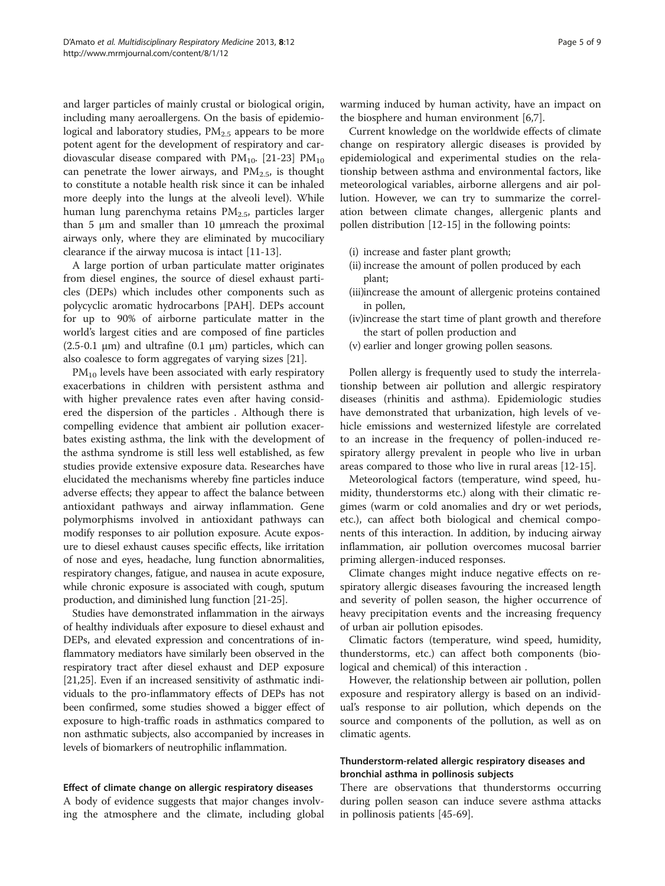and larger particles of mainly crustal or biological origin, including many aeroallergens. On the basis of epidemiological and laboratory studies, $PM_{2.5}$ appears to be more potent agent for the development of respiratory and cardiovascular disease compared with $PM_{10}$. [21-23] $PM_{10}$ can penetrate the lower airways, and $PM_{2.5}$, is thought to constitute a notable health risk since it can be inhaled more deeply into the lungs at the alveoli level). While human lung parenchyma retains $PM_{2.5}$, particles larger than 5 μm and smaller than 10 μmreach the proximal airways only, where they are eliminated by mucociliary clearance if the airway mucosa is intact [11-13].

A large portion of urban particulate matter originates from diesel engines, the source of diesel exhaust particles (DEPs) which includes other components such as polycyclic aromatic hydrocarbons [PAH]. DEPs account for up to 90% of airborne particulate matter in the world's largest cities and are composed of fine particles (2.5-0.1 μm) and ultrafine (0.1 μm) particles, which can also coalesce to form aggregates of varying sizes [21].

$PM_{10}$ levels have been associated with early respiratory exacerbations in children with persistent asthma and with higher prevalence rates even after having considered the dispersion of the particles . Although there is compelling evidence that ambient air pollution exacerbates existing asthma, the link with the development of the asthma syndrome is still less well established, as few studies provide extensive exposure data. Researches have elucidated the mechanisms whereby fine particles induce adverse effects; they appear to affect the balance between antioxidant pathways and airway inflammation. Gene polymorphisms involved in antioxidant pathways can modify responses to air pollution exposure. Acute exposure to diesel exhaust causes specific effects, like irritation of nose and eyes, headache, lung function abnormalities, respiratory changes, fatigue, and nausea in acute exposure, while chronic exposure is associated with cough, sputum production, and diminished lung function [21-25].

Studies have demonstrated inflammation in the airways of healthy individuals after exposure to diesel exhaust and DEPs, and elevated expression and concentrations of inflammatory mediators have similarly been observed in the respiratory tract after diesel exhaust and DEP exposure [21,25]. Even if an increased sensitivity of asthmatic individuals to the pro-inflammatory effects of DEPs has not been confirmed, some studies showed a bigger effect of exposure to high-traffic roads in asthmatics compared to non asthmatic subjects, also accompanied by increases in levels of biomarkers of neutrophilic inflammation.

### Effect of climate change on allergic respiratory diseases

A body of evidence suggests that major changes involving the atmosphere and the climate, including global warming induced by human activity, have an impact on the biosphere and human environment [6,7].

Current knowledge on the worldwide effects of climate change on respiratory allergic diseases is provided by epidemiological and experimental studies on the relationship between asthma and environmental factors, like meteorological variables, airborne allergens and air pollution. However, we can try to summarize the correlation between climate changes, allergenic plants and pollen distribution [12-15] in the following points:

(i) increase and faster plant growth;
(ii) increase the amount of pollen produced by each plant;
(iii) increase the amount of allergenic proteins contained in pollen,
(iv) increase the start time of plant growth and therefore the start of pollen production and
(v) earlier and longer growing pollen seasons.

Pollen allergy is frequently used to study the interrelationship between air pollution and allergic respiratory diseases (rhinitis and asthma). Epidemiologic studies have demonstrated that urbanization, high levels of vehicle emissions and westernized lifestyle are correlated to an increase in the frequency of pollen-induced respiratory allergy prevalent in people who live in urban areas compared to those who live in rural areas [12-15].

Meteorological factors (temperature, wind speed, humidity, thunderstorms etc.) along with their climatic regimes (warm or cold anomalies and dry or wet periods, etc.), can affect both biological and chemical components of this interaction. In addition, by inducing airway inflammation, air pollution overcomes mucosal barrier priming allergen-induced responses.

Climate changes might induce negative effects on respiratory allergic diseases favouring the increased length and severity of pollen season, the higher occurrence of heavy precipitation events and the increasing frequency of urban air pollution episodes.

Climatic factors (temperature, wind speed, humidity, thunderstorms, etc.) can affect both components (biological and chemical) of this interaction .

However, the relationship between air pollution, pollen exposure and respiratory allergy is based on an individual's response to air pollution, which depends on the source and components of the pollution, as well as on climatic agents.

### Thunderstorm-related allergic respiratory diseases and bronchial asthma in pollinosis subjects

There are observations that thunderstorms occurring during pollen season can induce severe asthma attacks in pollinosis patients [45-69].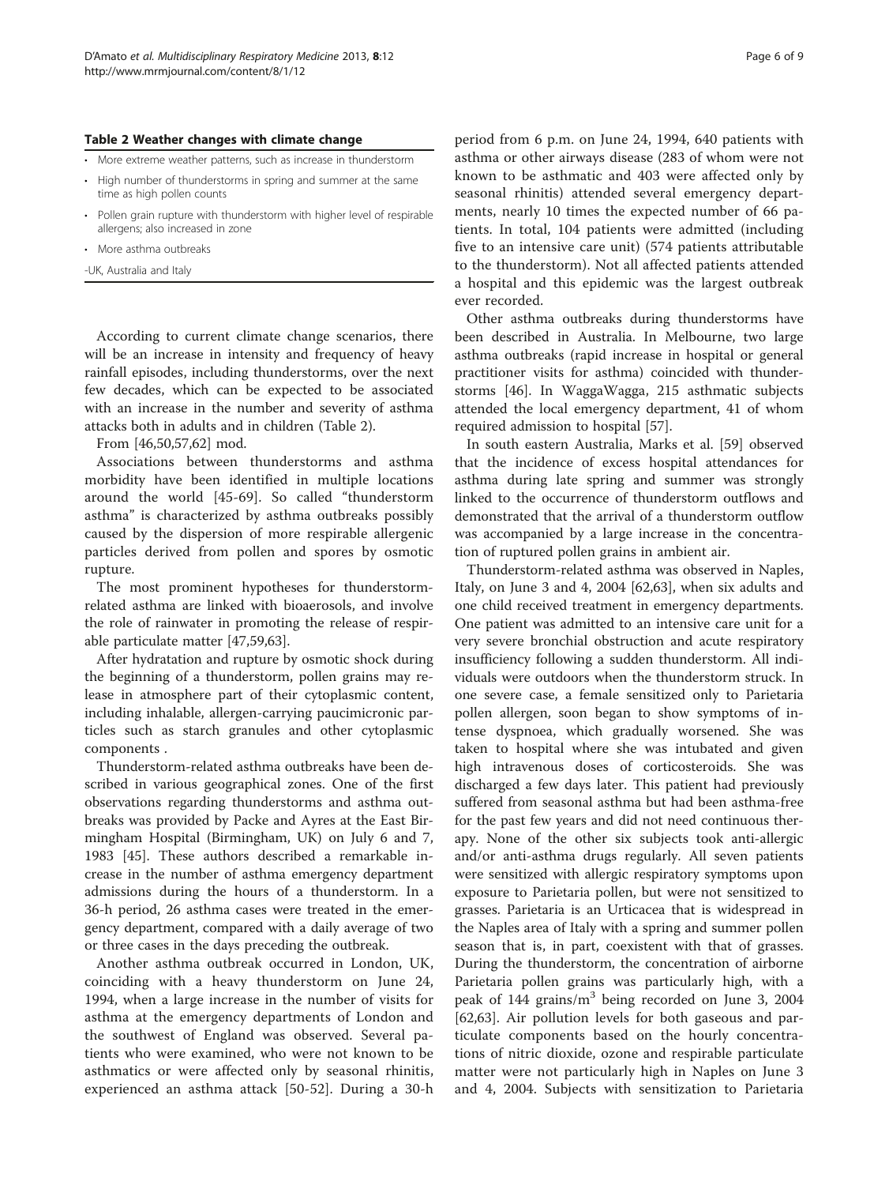**Table 2 Weather changes with climate change**

| |
|---|
| • More extreme weather patterns, such as increase in thunderstorm |
| • High number of thunderstorms in spring and summer at the same time as high pollen counts |
| • Pollen grain rupture with thunderstorm with higher level of respirable allergens; also increased in zone |
| • More asthma outbreaks |
| -UK, Australia and Italy |

According to current climate change scenarios, there will be an increase in intensity and frequency of heavy rainfall episodes, including thunderstorms, over the next few decades, which can be expected to be associated with an increase in the number and severity of asthma attacks both in adults and in children (Table 2).

From [46,50,57,62] mod.

Associations between thunderstorms and asthma morbidity have been identified in multiple locations around the world [45-69]. So called "thunderstorm asthma" is characterized by asthma outbreaks possibly caused by the dispersion of more respirable allergenic particles derived from pollen and spores by osmotic rupture.

The most prominent hypotheses for thunderstorm-related asthma are linked with bioaerosols, and involve the role of rainwater in promoting the release of respirable particulate matter [47,59,63].

After hydratation and rupture by osmotic shock during the beginning of a thunderstorm, pollen grains may release in atmosphere part of their cytoplasmic content, including inhalable, allergen-carrying paucimicronic particles such as starch granules and other cytoplasmic components .

Thunderstorm-related asthma outbreaks have been described in various geographical zones. One of the first observations regarding thunderstorms and asthma outbreaks was provided by Packe and Ayres at the East Birmingham Hospital (Birmingham, UK) on July 6 and 7, 1983 [45]. These authors described a remarkable increase in the number of asthma emergency department admissions during the hours of a thunderstorm. In a 36-h period, 26 asthma cases were treated in the emergency department, compared with a daily average of two or three cases in the days preceding the outbreak.

Another asthma outbreak occurred in London, UK, coinciding with a heavy thunderstorm on June 24, 1994, when a large increase in the number of visits for asthma at the emergency departments of London and the southwest of England was observed. Several patients who were examined, who were not known to be asthmatics or were affected only by seasonal rhinitis, experienced an asthma attack [50-52]. During a 30-h period from 6 p.m. on June 24, 1994, 640 patients with asthma or other airways disease (283 of whom were not known to be asthmatic and 403 were affected only by seasonal rhinitis) attended several emergency departments, nearly 10 times the expected number of 66 patients. In total, 104 patients were admitted (including five to an intensive care unit) (574 patients attributable to the thunderstorm). Not all affected patients attended a hospital and this epidemic was the largest outbreak ever recorded.

Other asthma outbreaks during thunderstorms have been described in Australia. In Melbourne, two large asthma outbreaks (rapid increase in hospital or general practitioner visits for asthma) coincided with thunderstorms [46]. In WaggaWagga, 215 asthmatic subjects attended the local emergency department, 41 of whom required admission to hospital [57].

In south eastern Australia, Marks et al. [59] observed that the incidence of excess hospital attendances for asthma during late spring and summer was strongly linked to the occurrence of thunderstorm outflows and demonstrated that the arrival of a thunderstorm outflow was accompanied by a large increase in the concentration of ruptured pollen grains in ambient air.

Thunderstorm-related asthma was observed in Naples, Italy, on June 3 and 4, 2004 [62,63], when six adults and one child received treatment in emergency departments. One patient was admitted to an intensive care unit for a very severe bronchial obstruction and acute respiratory insufficiency following a sudden thunderstorm. All individuals were outdoors when the thunderstorm struck. In one severe case, a female sensitized only to Parietaria pollen allergen, soon began to show symptoms of intense dyspnoea, which gradually worsened. She was taken to hospital where she was intubated and given high intravenous doses of corticosteroids. She was discharged a few days later. This patient had previously suffered from seasonal asthma but had been asthma-free for the past few years and did not need continuous therapy. None of the other six subjects took anti-allergic and/or anti-asthma drugs regularly. All seven patients were sensitized with allergic respiratory symptoms upon exposure to Parietaria pollen, but were not sensitized to grasses. Parietaria is an Urticacea that is widespread in the Naples area of Italy with a spring and summer pollen season that is, in part, coexistent with that of grasses. During the thunderstorm, the concentration of airborne Parietaria pollen grains was particularly high, with a peak of 144 grains/$m^3$ being recorded on June 3, 2004 [62,63]. Air pollution levels for both gaseous and particulate components based on the hourly concentrations of nitric dioxide, ozone and respirable particulate matter were not particularly high in Naples on June 3 and 4, 2004. Subjects with sensitization to Parietaria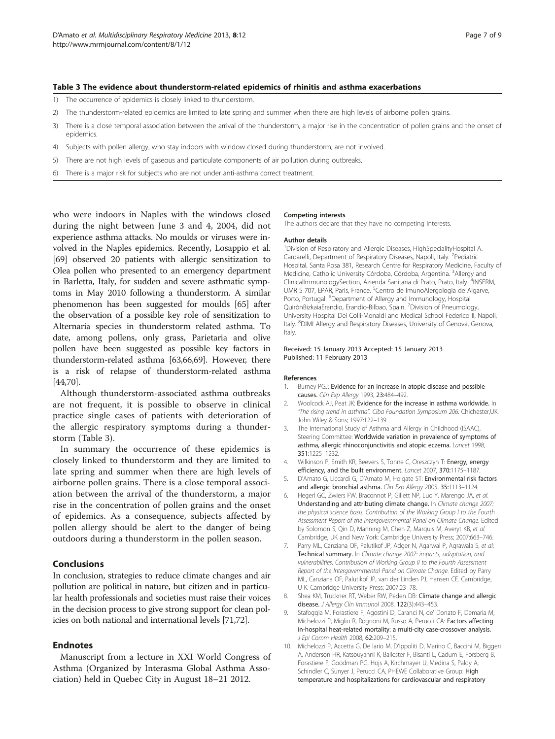**Table 3 The evidence about thunderstorm-related epidemics of rhinitis and asthma exacerbations**

1) The occurrence of epidemics is closely linked to thunderstorm.
2) The thunderstorm-related epidemics are limited to late spring and summer when there are high levels of airborne pollen grains.
3) There is a close temporal association between the arrival of the thunderstorm, a major rise in the concentration of pollen grains and the onset of epidemics.
4) Subjects with pollen allergy, who stay indoors with window closed during thunderstorm, are not involved.
5) There are not high levels of gaseous and particulate components of air pollution during outbreaks.
6) There is a major risk for subjects who are not under anti-asthma correct treatment.

who were indoors in Naples with the windows closed during the night between June 3 and 4, 2004, did not experience asthma attacks. No moulds or viruses were involved in the Naples epidemics. Recently, Losappio et al. [69] observed 20 patients with allergic sensitization to Olea pollen who presented to an emergency department in Barletta, Italy, for sudden and severe asthmatic symptoms in May 2010 following a thunderstorm. A similar phenomenon has been suggested for moulds [65] after the observation of a possible key role of sensitization to Alternaria species in thunderstorm related asthma. To date, among pollens, only grass, Parietaria and olive pollen have been suggested as possible key factors in thunderstorm-related asthma [63,66,69]. However, there is a risk of relapse of thunderstorm-related asthma [44,70].

Although thunderstorm-associated asthma outbreaks are not frequent, it is possible to observe in clinical practice single cases of patients with deterioration of the allergic respiratory symptoms during a thunderstorm (Table 3).

In summary the occurrence of these epidemics is closely linked to thunderstorm and they are limited to late spring and summer when there are high levels of airborne pollen grains. There is a close temporal association between the arrival of the thunderstorm, a major rise in the concentration of pollen grains and the onset of epidemics. As a consequence, subjects affected by pollen allergy should be alert to the danger of being outdoors during a thunderstorm in the pollen season.

## Conclusions

In conclusion, strategies to reduce climate changes and air pollution are political in nature, but citizen and in particular health professionals and societies must raise their voices in the decision process to give strong support for clean policies on both national and international levels [71,72].

## Endnotes

Manuscript from a lecture in XXI World Congress of Asthma (Organized by Interasma Global Asthma Association) held in Quebec City in August 18–21 2012.

### Competing interests

The authors declare that they have no competing interests.

### Author details

[1]Division of Respiratory and Allergic Diseases, HighSpecialityHospital A. Cardarelli, Department of Respiratory Diseases, Napoli, Italy. [2]Pediatric Hospital, Santa Rosa 381, Research Centre for Respiratory Medicine, Faculty of Medicine, Catholic University Córdoba, Córdoba, Argentina. [3]Allergy and ClinicalImmunologySection, Azienda Sanitaria di Prato, Prato, Italy. [4]INSERM, UMR S 707, EPAR, Paris, France. [5]Centro de ImunoAlergologia de Algarve, Porto, Portugal. [6]Department of Allergy and Immunology, Hospital QuirònBizkaiaErandio, Erandio-Bilbao, Spain. [7]Division of Pneumology, University Hospital Dei Colli-Monaldi and Medical School Federico II, Napoli, Italy. [8]DIMI Allergy and Respiratory Diseases, University of Genova, Genova, Italy.

Received: 15 January 2013 Accepted: 15 January 2013
Published: 11 February 2013

### References

1. Burney PGJ: **Evidence for an increase in atopic disease and possible causes.** *Clin Exp Allergy* 1993, **23**:484–492.
2. Woolcock AJ, Peat JK: **Evidence for the increase in asthma worldwide.** In *"The rising trend in asthma". Ciba Foundation Symposium 206*. Chichester,UK: John Wiley & Sons; 1997:122–139.
3. The International Study of Asthma and Allergy in Childhood (ISAAC), Steering Committee: **Worldwide variation in prevalence of symptoms of asthma, allergic rhinoconjunctivitis and atopic eczema.** *Lancet* 1998, **351**:1225–1232.
4. Wilkinson P, Smith KR, Beevers S, Tonne C, Oreszczyn T: **Energy, energy efficiency, and the built environment.** *Lancet* 2007, **370**:1175–1187.
5. D'Amato G, Liccardi G, D'Amato M, Holgate ST: **Environmental risk factors and allergic bronchial asthma.** *Clin Exp Allergy* 2005, **35**:1113–1124.
6. Hegerl GC, Zwiers FW, Braconnot P, Gillett NP, Luo Y, Marengo JA, *et al*: **Understanding and attributing climate change.** In *Climate change 2007: the physical science basis. Contribution of the Working Group I to the Fourth Assessment Report of the Intergovernmental Panel on Climate Change*. Edited by Solomon S, Qin D, Manning M, Chen Z, Marquis M, Averyt KB, *et al*. Cambridge, UK and New York: Cambridge University Press; 2007:663–746.
7. Parry ML, Canziana OF, Palutikof JP, Adger N, Agarwal P, Agrawala S, *et al*: **Technical summary.** In *Climate change 2007: impacts, adaptation, and vulnerabilities. Contribution of Working Group II to the Fourth Assessment Report of the Intergovernmental Panel on Climate Change*. Edited by Parry ML, Canziana OF, Palutikof JP, van der Linden PJ, Hansen CE. Cambridge, U K: Cambridge University Press; 2007:23–78.
8. Shea KM, Truckner RT, Weber RW, Peden DB: **Climate change and allergic disease.** *J Allergy Clin Immunol* 2008, **122**(3):443–453.
9. Stafoggia M, Forastiere F, Agostini D, Caranci N, de' Donato F, Demaria M, Michelozzi P, Miglio R, Rognoni M, Russo A, Perucci CA: **Factors affecting in-hospital heat-related mortality: a multi-city case-crossover analysis.** *J Epi Comm Health* 2008, **62**:209–215.
10. Michelozzi P, Accetta G, De Iario M, D'Ippoliti D, Marino C, Baccini M, Biggeri A, Anderson HR, Katsouyanni K, Ballester F, Bisanti L, Cadum E, Forsberg B, Forastiere F, Goodman PG, Hojs A, Kirchmayer U, Medina S, Paldy A, Schindler C, Sunyer J, Perucci CA, PHEWE Collaborative Group: **High temperature and hospitalizations for cardiovascular and respiratory**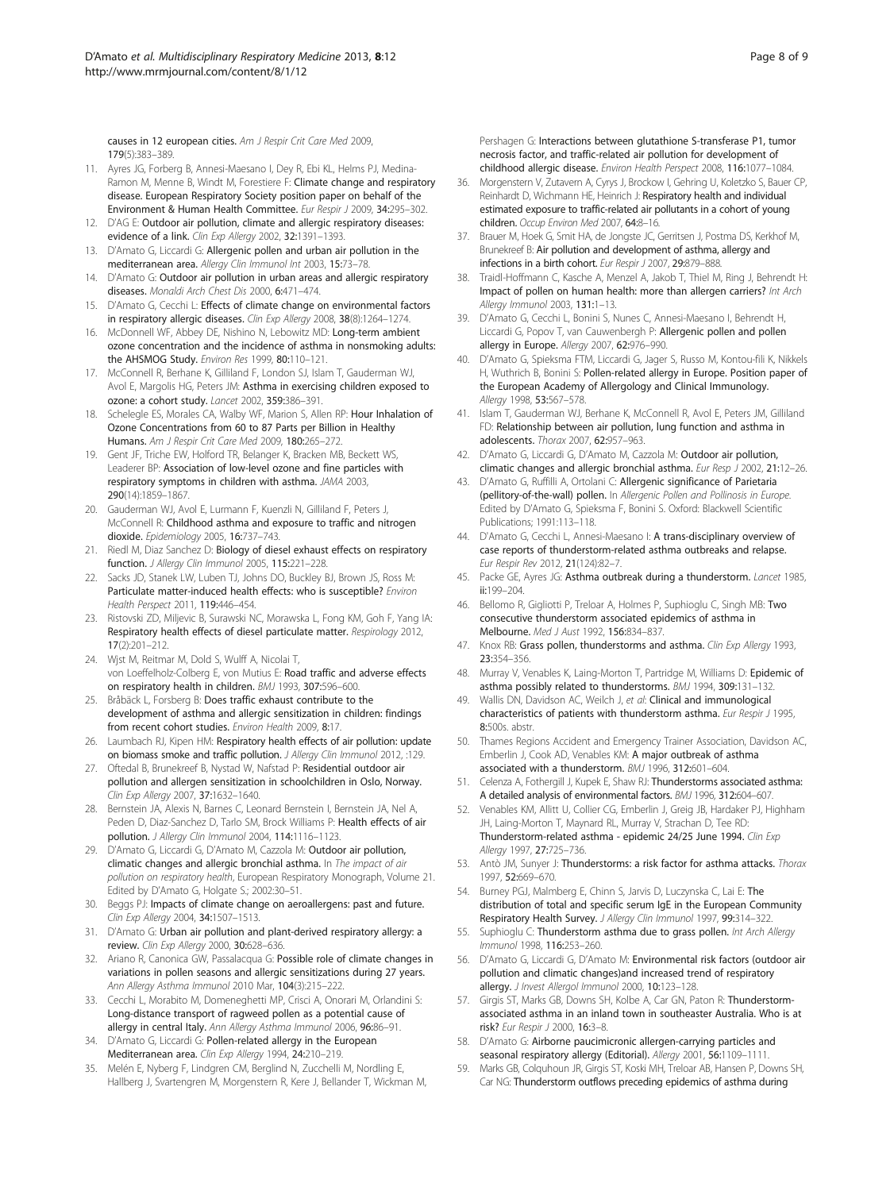causes in 12 european cities. *Am J Respir Crit Care Med* 2009, 179(5):383–389.

11. Ayres JG, Forberg B, Annesi-Maesano I, Dey R, Ebi KL, Helms PJ, Medina-Ramon M, Menne B, Windt M, Forestiere F: **Climate change and respiratory disease. European Respiratory Society position paper on behalf of the Environment & Human Health Committee.** *Eur Respir J* 2009, 34:295–302.
12. D'AG E: **Outdoor air pollution, climate and allergic respiratory diseases: evidence of a link.** *Clin Exp Allergy* 2002, 32:1391–1393.
13. D'Amato G, Liccardi G: **Allergenic pollen and urban air pollution in the mediterranean area.** *Allergy Clin Immunol Int* 2003, 15:73–78.
14. D'Amato G: **Outdoor air pollution in urban areas and allergic respiratory diseases.** *Monaldi Arch Chest Dis* 2000, 6:471–474.
15. D'Amato G, Cecchi L: **Effects of climate change on environmental factors in respiratory allergic diseases.** *Clin Exp Allergy* 2008, 38(8):1264–1274.
16. McDonnell WF, Abbey DE, Nishino N, Lebowitz MD: **Long-term ambient ozone concentration and the incidence of asthma in nonsmoking adults: the AHSMOG Study.** *Environ Res* 1999, 80:110–121.
17. McConnell R, Berhane K, Gilliland F, London SJ, Islam T, Gauderman WJ, Avol E, Margolis HG, Peters JM: **Asthma in exercising children exposed to ozone: a cohort study.** *Lancet* 2002, 359:386–391.
18. Schelegle ES, Morales CA, Walby WF, Marion S, Allen RP: **Hour Inhalation of Ozone Concentrations from 60 to 87 Parts per Billion in Healthy Humans.** *Am J Respir Crit Care Med* 2009, 180:265–272.
19. Gent JF, Triche EW, Holford TR, Belanger K, Bracken MB, Beckett WS, Leaderer BP: **Association of low-level ozone and fine particles with respiratory symptoms in children with asthma.** *JAMA* 2003, 290(14):1859–1867.
20. Gauderman WJ, Avol E, Lurmann F, Kuenzli N, Gilliland F, Peters J, McConnell R: **Childhood asthma and exposure to traffic and nitrogen dioxide.** *Epidemiology* 2005, 16:737–743.
21. Riedl M, Diaz Sanchez D: **Biology of diesel exhaust effects on respiratory function.** *J Allergy Clin Immunol* 2005, 115:221–228.
22. Sacks JD, Stanek LW, Luben TJ, Johns DO, Buckley BJ, Brown JS, Ross M: **Particulate matter-induced health effects: who is susceptible?** *Environ Health Perspect* 2011, 119:446–454.
23. Ristovski ZD, Miljevic B, Surawski NC, Morawska L, Fong KM, Goh F, Yang IA: **Respiratory health effects of diesel particulate matter.** *Respirology* 2012, 17(2):201–212.
24. Wjst M, Reitmar M, Dold S, Wulff A, Nicolai T, von Loeffelholz-Colberg E, von Mutius E: **Road traffic and adverse effects on respiratory health in children.** *BMJ* 1993, 307:596–600.
25. Bråbäck L, Forsberg B: **Does traffic exhaust contribute to the development of asthma and allergic sensitization in children: findings from recent cohort studies.** *Environ Health* 2009, 8:17.
26. Laumbach RJ, Kipen HM: **Respiratory health effects of air pollution: update on biomass smoke and traffic pollution.** *J Allergy Clin Immunol* 2012, :129.
27. Oftedal B, Brunekreef B, Nystad W, Nafstad P: **Residential outdoor air pollution and allergen sensitization in schoolchildren in Oslo, Norway.** *Clin Exp Allergy* 2007, 37:1632–1640.
28. Bernstein JA, Alexis N, Barnes C, Leonard Bernstein I, Bernstein JA, Nel A, Peden D, Diaz-Sanchez D, Tarlo SM, Brock Williams P: **Health effects of air pollution.** *J Allergy Clin Immunol* 2004, 114:1116–1123.
29. D'Amato G, Liccardi G, D'Amato M, Cazzola M: **Outdoor air pollution, climatic changes and allergic bronchial asthma.** In *The impact of air pollution on respiratory health*, European Respiratory Monograph, Volume 21. Edited by D'Amato G, Holgate S.; 2002:30–51.
30. Beggs PJ: **Impacts of climate change on aeroallergens: past and future.** *Clin Exp Allergy* 2004, 34:1507–1513.
31. D'Amato G: **Urban air pollution and plant-derived respiratory allergy: a review.** *Clin Exp Allergy* 2000, 30:628–636.
32. Ariano R, Canonica GW, Passalacqua G: **Possible role of climate changes in variations in pollen seasons and allergic sensitizations during 27 years.** *Ann Allergy Asthma Immunol* 2010 Mar, 104(3):215–222.
33. Cecchi L, Morabito M, Domeneghetti MP, Crisci A, Onorari M, Orlandini S: **Long-distance transport of ragweed pollen as a potential cause of allergy in central Italy.** *Ann Allergy Asthma Immunol* 2006, 96:86–91.
34. D'Amato G, Liccardi G: **Pollen-related allergy in the European Mediterranean area.** *Clin Exp Allergy* 1994, 24:210–219.
35. Melén E, Nyberg F, Lindgren CM, Berglind N, Zucchelli M, Nordling E, Hallberg J, Svartengren M, Morgenstern R, Kere J, Bellander T, Wickman M, Pershagen G: **Interactions between glutathione S-transferase P1, tumor necrosis factor, and traffic-related air pollution for development of childhood allergic disease.** *Environ Health Perspect* 2008, 116:1077–1084.
36. Morgenstern V, Zutavern A, Cyrys J, Brockow I, Gehring U, Koletzko S, Bauer CP, Reinhardt D, Wichmann HE, Heinrich J: **Respiratory health and individual estimated exposure to traffic-related air pollutants in a cohort of young children.** *Occup Environ Med* 2007, 64:8–16.
37. Brauer M, Hoek G, Smit HA, de Jongste JC, Gerritsen J, Postma DS, Kerkhof M, Brunekreef B: **Air pollution and development of asthma, allergy and infections in a birth cohort.** *Eur Respir J* 2007, 29:879–888.
38. Traidl-Hoffmann C, Kasche A, Menzel A, Jakob T, Thiel M, Ring J, Behrendt H: **Impact of pollen on human health: more than allergen carriers?** *Int Arch Allergy Immunol* 2003, 131:1–13.
39. D'Amato G, Cecchi L, Bonini S, Nunes C, Annesi-Maesano I, Behrendt H, Liccardi G, Popov T, van Cauwenbergh P: **Allergenic pollen and pollen allergy in Europe.** *Allergy* 2007, 62:976–990.
40. D'Amato G, Spieksma FTM, Liccardi G, Jager S, Russo M, Kontou-fili K, Nikkels H, Wuthrich B, Bonini S: **Pollen-related allergy in Europe. Position paper of the European Academy of Allergology and Clinical Immunology.** *Allergy* 1998, 53:567–578.
41. Islam T, Gauderman WJ, Berhane K, McConnell R, Avol E, Peters JM, Gilliland FD: **Relationship between air pollution, lung function and asthma in adolescents.** *Thorax* 2007, 62:957–963.
42. D'Amato G, Liccardi G, D'Amato M, Cazzola M: **Outdoor air pollution, climatic changes and allergic bronchial asthma.** *Eur Resp J* 2002, 21:12–26.
43. D'Amato G, Ruffilli A, Ortolani C: **Allergenic significance of Parietaria (pellitory-of-the-wall) pollen.** In *Allergenic Pollen and Pollinosis in Europe*. Edited by D'Amato G, Spieksma F, Bonini S. Oxford: Blackwell Scientific Publications; 1991:113–118.
44. D'Amato G, Cecchi L, Annesi-Maesano I: **A trans-disciplinary overview of case reports of thunderstorm-related asthma outbreaks and relapse.** *Eur Respir Rev* 2012, 21(124):82–7.
45. Packe GE, Ayres JG: **Asthma outbreak during a thunderstorm.** *Lancet* 1985, ii:199–204.
46. Bellomo R, Gigliotti P, Treloar A, Holmes P, Suphioglu C, Singh MB: **Two consecutive thunderstorm associated epidemics of asthma in Melbourne.** *Med J Aust* 1992, 156:834–837.
47. Knox RB: **Grass pollen, thunderstorms and asthma.** *Clin Exp Allergy* 1993, 23:354–356.
48. Murray V, Venables K, Laing-Morton T, Partridge M, Williams D: **Epidemic of asthma possibly related to thunderstorms.** *BMJ* 1994, 309:131–132.
49. Wallis DN, Davidson AC, Weilch J, *et al*: **Clinical and immunological characteristics of patients with thunderstorm asthma.** *Eur Respir J* 1995, 8:500s. abstr.
50. Thames Regions Accident and Emergency Trainer Association, Davidson AC, Emberlin J, Cook AD, Venables KM: **A major outbreak of asthma associated with a thunderstorm.** *BMJ* 1996, 312:601–604.
51. Celenza A, Fothergill J, Kupek E, Shaw RJ: **Thunderstorms associated asthma: A detailed analysis of environmental factors.** *BMJ* 1996, 312:604–607.
52. Venables KM, Allitt U, Collier CG, Emberlin J, Greig JB, Hardaker PJ, Highham JH, Laing-Morton T, Maynard RL, Murray V, Strachan D, Tee RD: **Thunderstorm-related asthma - epidemic 24/25 June 1994.** *Clin Exp Allergy* 1997, 27:725–736.
53. Antò JM, Sunyer J: **Thunderstorms: a risk factor for asthma attacks.** *Thorax* 1997, 52:669–670.
54. Burney PGJ, Malmberg E, Chinn S, Jarvis D, Luczynska C, Lai E: **The distribution of total and specific serum IgE in the European Community Respiratory Health Survey.** *J Allergy Clin Immunol* 1997, 99:314–322.
55. Suphioglu C: **Thunderstorm asthma due to grass pollen.** *Int Arch Allergy Immunol* 1998, 116:253–260.
56. D'Amato G, Liccardi G, D'Amato M: **Environmental risk factors (outdoor air pollution and climatic changes)and increased trend of respiratory allergy.** *J Invest Allergol Immunol* 2000, 10:123–128.
57. Girgis ST, Marks GB, Downs SH, Kolbe A, Car GN, Paton R: **Thunderstorm-associated asthma in an inland town in southeaster Australia. Who is at risk?** *Eur Respir J* 2000, 16:3–8.
58. D'Amato G: **Airborne paucimicronic allergen-carrying particles and seasonal respiratory allergy (Editorial).** *Allergy* 2001, 56:1109–1111.
59. Marks GB, Colquhoun JR, Girgis ST, Koski MH, Treloar AB, Hansen P, Downs SH, Car NG: **Thunderstorm outflows preceding epidemics of asthma during**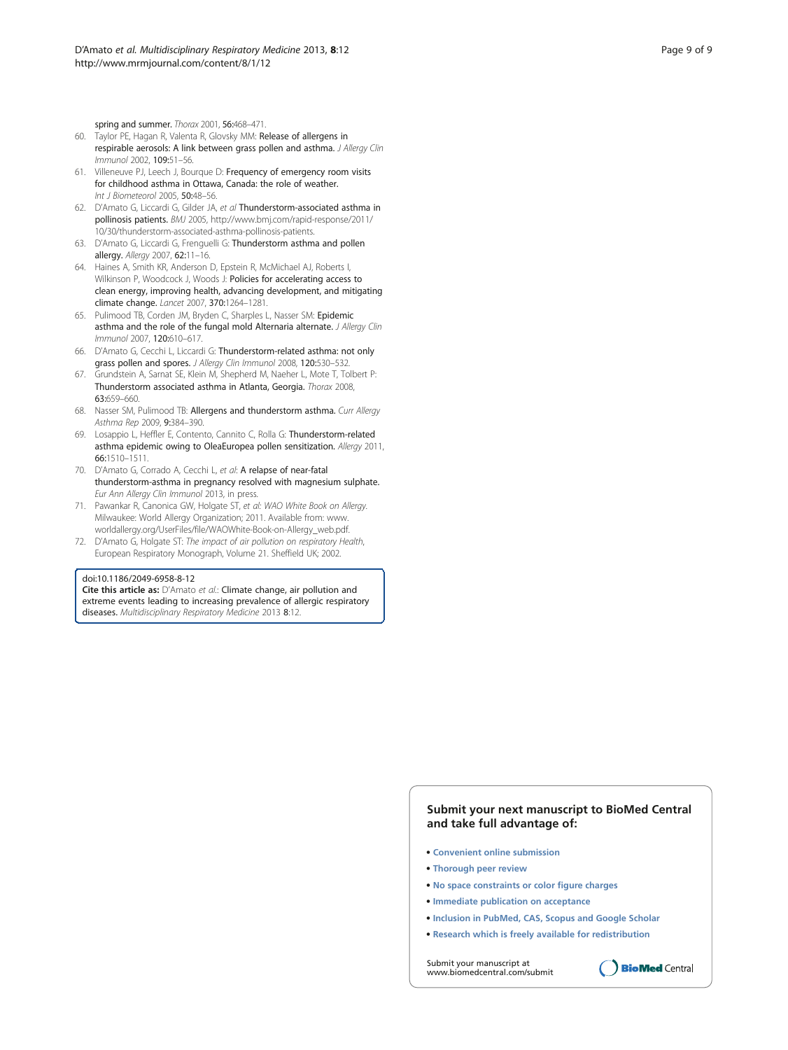spring and summer. *Thorax* 2001, **56:**468–471.

60. Taylor PE, Hagan R, Valenta R, Glovsky MM: **Release of allergens in respirable aerosols: A link between grass pollen and asthma.** *J Allergy Clin Immunol* 2002, **109:**51–56.
61. Villeneuve PJ, Leech J, Bourque D: **Frequency of emergency room visits for childhood asthma in Ottawa, Canada: the role of weather.** *Int J Biometeorol* 2005, **50:**48–56.
62. D'Amato G, Liccardi G, Gilder JA, *et al* **Thunderstorm-associated asthma in pollinosis patients.** *BMJ* 2005, http://www.bmj.com/rapid-response/2011/10/30/thunderstorm-associated-asthma-pollinosis-patients.
63. D'Amato G, Liccardi G, Frenguelli G: **Thunderstorm asthma and pollen allergy.** *Allergy* 2007, **62:**11–16.
64. Haines A, Smith KR, Anderson D, Epstein R, McMichael AJ, Roberts I, Wilkinson P, Woodcock J, Woods J: **Policies for accelerating access to clean energy, improving health, advancing development, and mitigating climate change.** *Lancet* 2007, **370:**1264–1281.
65. Pulimood TB, Corden JM, Bryden C, Sharples L, Nasser SM: **Epidemic asthma and the role of the fungal mold Alternaria alternate.** *J Allergy Clin Immunol* 2007, **120:**610–617.
66. D'Amato G, Cecchi L, Liccardi G: **Thunderstorm-related asthma: not only grass pollen and spores.** *J Allergy Clin Immunol* 2008, **120:**530–532.
67. Grundstein A, Sarnat SE, Klein M, Shepherd M, Naeher L, Mote T, Tolbert P: **Thunderstorm associated asthma in Atlanta, Georgia.** *Thorax* 2008, **63:**659–660.
68. Nasser SM, Pulimood TB: **Allergens and thunderstorm asthma.** *Curr Allergy Asthma Rep* 2009, **9:**384–390.
69. Losappio L, Heffler E, Contento, Cannito C, Rolla G: **Thunderstorm-related asthma epidemic owing to OleaEuropea pollen sensitization.** *Allergy* 2011, **66:**1510–1511.
70. D'Amato G, Corrado A, Cecchi L, *et al*: **A relapse of near-fatal thunderstorm-asthma in pregnancy resolved with magnesium sulphate.** *Eur Ann Allergy Clin Immunol* 2013, in press.
71. Pawankar R, Canonica GW, Holgate ST, *et al*: *WAO White Book on Allergy.* Milwaukee: World Allergy Organization; 2011. Available from: www.worldallergy.org/UserFiles/file/WAOWhite-Book-on-Allergy_web.pdf.
72. D'Amato G, Holgate ST: *The impact of air pollution on respiratory Health*, European Respiratory Monograph, Volume 21. Sheffield UK; 2002.

doi:10.1186/2049-6958-8-12
**Cite this article as:** D'Amato *et al.*: Climate change, air pollution and extreme events leading to increasing prevalence of allergic respiratory diseases. *Multidisciplinary Respiratory Medicine* 2013 **8**:12.

**Submit your next manuscript to BioMed Central and take full advantage of:**

- **Convenient online submission**
- **Thorough peer review**
- **No space constraints or color figure charges**
- **Immediate publication on acceptance**
- **Inclusion in PubMed, CAS, Scopus and Google Scholar**
- **Research which is freely available for redistribution**

Submit your manuscript at
www.biomedcentral.com/submit

BioMed Central